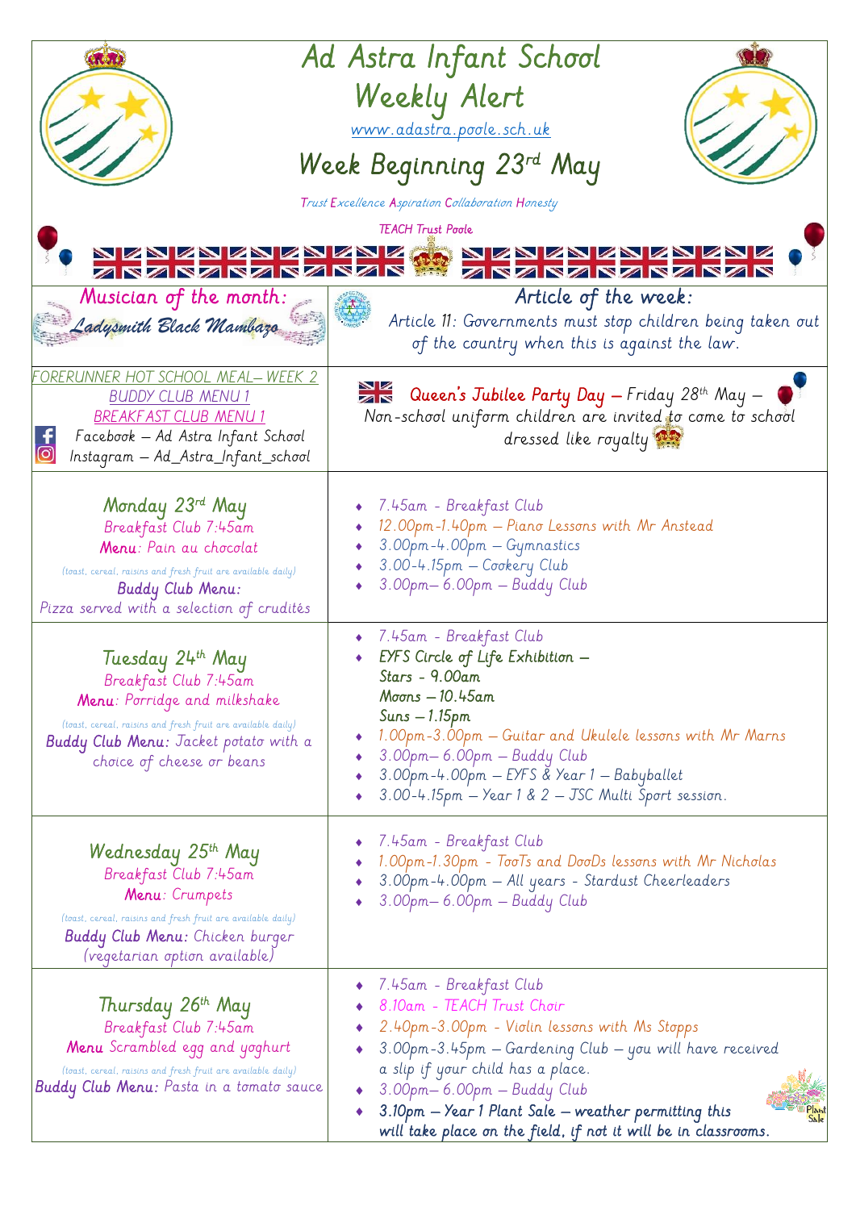# Ad Astra Infant School
# Weekly Alert

www.adastra.poole.sch.uk

## Week Beginning 23rd May

Trust Excellence Aspiration Collaboration Honesty

TEACH Trust Poole

| Musician of the month: Ladysmith Black Mambazo | Article of the week: Article 11: Governments must stop children being taken out of the country when this is against the law. |
|---|---|
| FORERUNNER HOT SCHOOL MEAL– WEEK 2<br>BUDDY CLUB MENU 1<br>BREAKFAST CLUB MENU 1<br>Facebook – Ad Astra Infant School<br>Instagram – Ad_Astra_Infant_school | **Queen's Jubilee Party Day** – Friday 28th May – Non-school uniform children are invited to come to school dressed like royalty |
| **Monday 23rd May**<br>Breakfast Club 7:45am<br>**Menu**: Pain au chocolat<br>(toast, cereal, raisins and fresh fruit are available daily)<br>**Buddy Club Menu:** Pizza served with a selection of crudités | • 7.45am - Breakfast Club<br>• 12.00pm-1.40pm – Piano Lessons with Mr Anstead<br>• 3.00pm-4.00pm – Gymnastics<br>• 3.00-4.15pm – Cookery Club<br>• 3.00pm– 6.00pm – Buddy Club |
| **Tuesday 24th May**<br>Breakfast Club 7:45am<br>**Menu**: Porridge and milkshake<br>(toast, cereal, raisins and fresh fruit are available daily)<br>**Buddy Club Menu:** Jacket potato with a choice of cheese or beans | • 7.45am - Breakfast Club<br>• **EYFS Circle of Life Exhibition –<br>Stars - 9.00am<br>Moons – 10.45am<br>Suns – 1.15pm**<br>• 1.00pm-3.00pm – Guitar and Ukulele lessons with Mr Marns<br>• 3.00pm– 6.00pm – Buddy Club<br>• 3.00pm-4.00pm – EYFS & Year 1 – Babyballet<br>• 3.00-4.15pm – Year 1 & 2 – JSC Multi Sport session. |
| **Wednesday 25th May**<br>Breakfast Club 7:45am<br>**Menu**: Crumpets<br>(toast, cereal, raisins and fresh fruit are available daily)<br>**Buddy Club Menu:** Chicken burger (vegetarian option available) | • 7.45am - Breakfast Club<br>• 1.00pm-1.30pm - TooTs and DooDs lessons with Mr Nicholas<br>• 3.00pm-4.00pm – All years - Stardust Cheerleaders<br>• 3.00pm– 6.00pm – Buddy Club |
| **Thursday 26th May**<br>Breakfast Club 7:45am<br>**Menu** Scrambled egg and yoghurt<br>(toast, cereal, raisins and fresh fruit are available daily)<br>**Buddy Club Menu:** Pasta in a tomato sauce | • 7.45am - Breakfast Club<br>• 8.10am - TEACH Trust Choir<br>• 2.40pm-3.00pm - Violin lessons with Ms Stopps<br>• 3.00pm-3.45pm – Gardening Club – you will have received a slip if your child has a place.<br>• 3.00pm– 6.00pm – Buddy Club<br>• **3.10pm – Year 1 Plant Sale – weather permitting this will take place on the field, if not it will be in classrooms.** |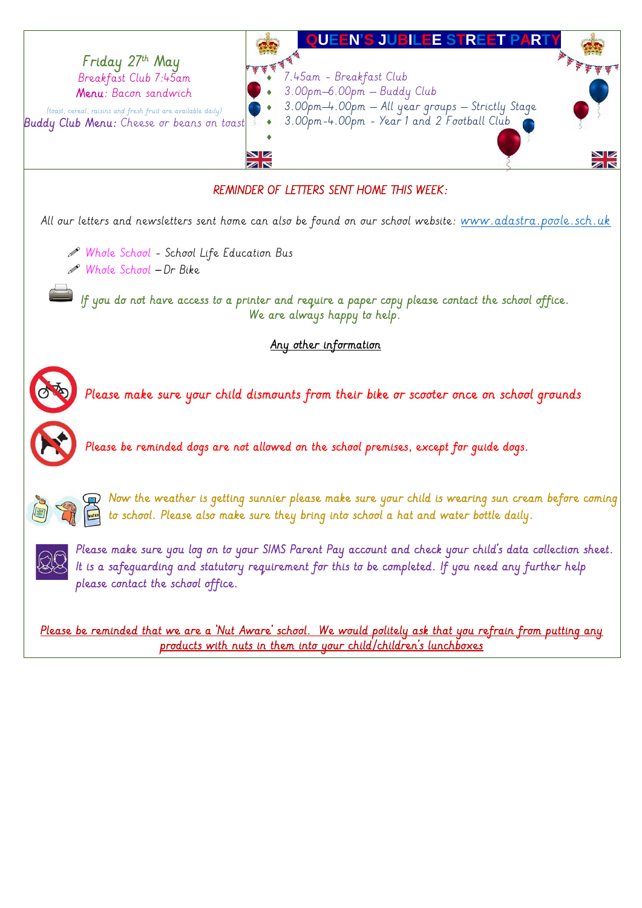## Friday 27th May

Breakfast Club 7:45am

**Menu**: Bacon sandwich

(toast, cereal, raisins and fresh fruit are available daily)

**Buddy Club Menu:** Cheese or beans on toast

## QUEEN'S JUBILEE STREET PARTY

- 7.45am - Breakfast Club
- 3.00pm–6.00pm – Buddy Club
- 3.00pm–4.00pm – All year groups – Strictly Stage
- 3.00pm-4.00pm - Year 1 and 2 Football Club

### REMINDER OF LETTERS SENT HOME THIS WEEK:

All our letters and newsletters sent home can also be found on our school website: www.adastra.poole.sch.uk

- Whole School - School Life Education Bus
- Whole School – Dr Bike

If you do not have access to a printer and require a paper copy please contact the school office. We are always happy to help.

### Any other information

Please make sure your child dismounts from their bike or scooter once on school grounds

Please be reminded dogs are not allowed on the school premises, except for guide dogs.

Now the weather is getting sunnier please make sure your child is wearing sun cream before coming to school. Please also make sure they bring into school a hat and water bottle daily.

Please make sure you log on to your SIMS Parent Pay account and check your child's data collection sheet. It is a safeguarding and statutory requirement for this to be completed. If you need any further help please contact the school office.

Please be reminded that we are a 'Nut Aware' school. We would politely ask that you refrain from putting any products with nuts in them into your child/children's lunchboxes